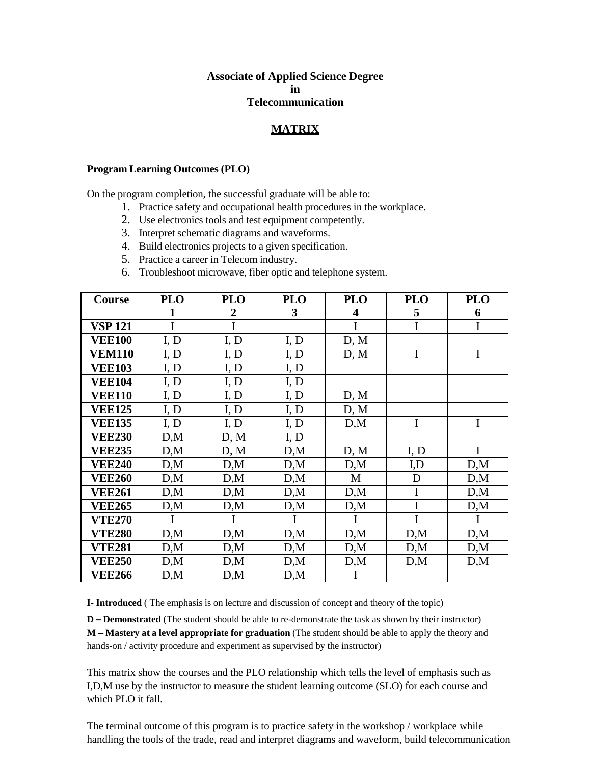# Associate of Applied Science Degree in Telecommunication

## MATRIX

**Program Learning Outcomes (PLO)**

On the program completion, the successful graduate will be able to:

1. Practice safety and occupational health procedures in the workplace.
2. Use electronics tools and test equipment competently.
3. Interpret schematic diagrams and waveforms.
4. Build electronics projects to a given specification.
5. Practice a career in Telecom industry.
6. Troubleshoot microwave, fiber optic and telephone system.

| Course | PLO 1 | PLO 2 | PLO 3 | PLO 4 | PLO 5 | PLO 6 |
|---|---|---|---|---|---|---|
| **VSP 121** | I | I | | I | I | I |
| **VEE100** | I, D | I, D | I, D | D, M | | |
| **VEM110** | I, D | I, D | I, D | D, M | I | I |
| **VEE103** | I, D | I, D | I, D | | | |
| **VEE104** | I, D | I, D | I, D | | | |
| **VEE110** | I, D | I, D | I, D | D, M | | |
| **VEE125** | I, D | I, D | I, D | D, M | | |
| **VEE135** | I, D | I, D | I, D | D,M | I | I |
| **VEE230** | D,M | D, M | I, D | | | |
| **VEE235** | D,M | D, M | D,M | D, M | I, D | I |
| **VEE240** | D,M | D,M | D,M | D,M | I,D | D,M |
| **VEE260** | D,M | D,M | D,M | M | D | D,M |
| **VEE261** | D,M | D,M | D,M | D,M | I | D,M |
| **VEE265** | D,M | D,M | D,M | D,M | I | D,M |
| **VTE270** | I | I | I | I | I | I |
| **VTE280** | D,M | D,M | D,M | D,M | D,M | D,M |
| **VTE281** | D,M | D,M | D,M | D,M | D,M | D,M |
| **VEE250** | D,M | D,M | D,M | D,M | D,M | D,M |
| **VEE266** | D,M | D,M | D,M | I | | |

**I- Introduced** ( The emphasis is on lecture and discussion of concept and theory of the topic)

**D – Demonstrated** (The student should be able to re-demonstrate the task as shown by their instructor)

**M – Mastery at a level appropriate for graduation** (The student should be able to apply the theory and hands-on / activity procedure and experiment as supervised by the instructor)

This matrix show the courses and the PLO relationship which tells the level of emphasis such as I,D,M use by the instructor to measure the student learning outcome (SLO) for each course and which PLO it fall.

The terminal outcome of this program is to practice safety in the workshop / workplace while handling the tools of the trade, read and interpret diagrams and waveform, build telecommunication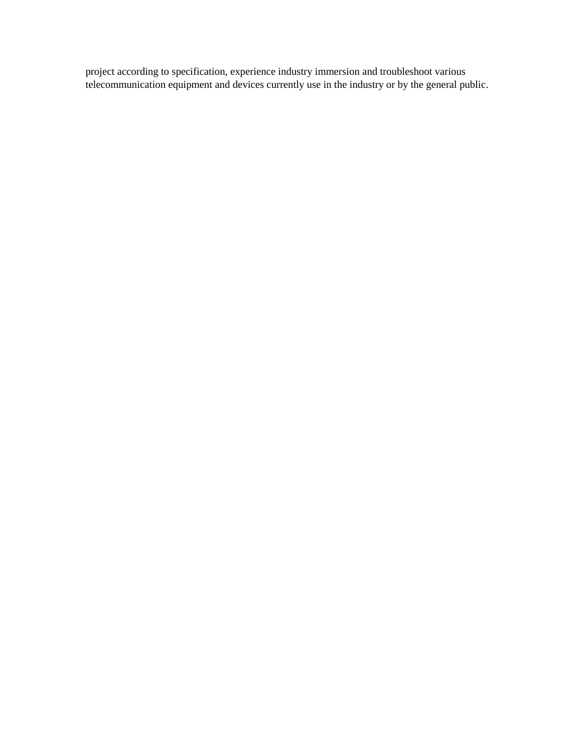project according to specification, experience industry immersion and troubleshoot various telecommunication equipment and devices currently use in the industry or by the general public.